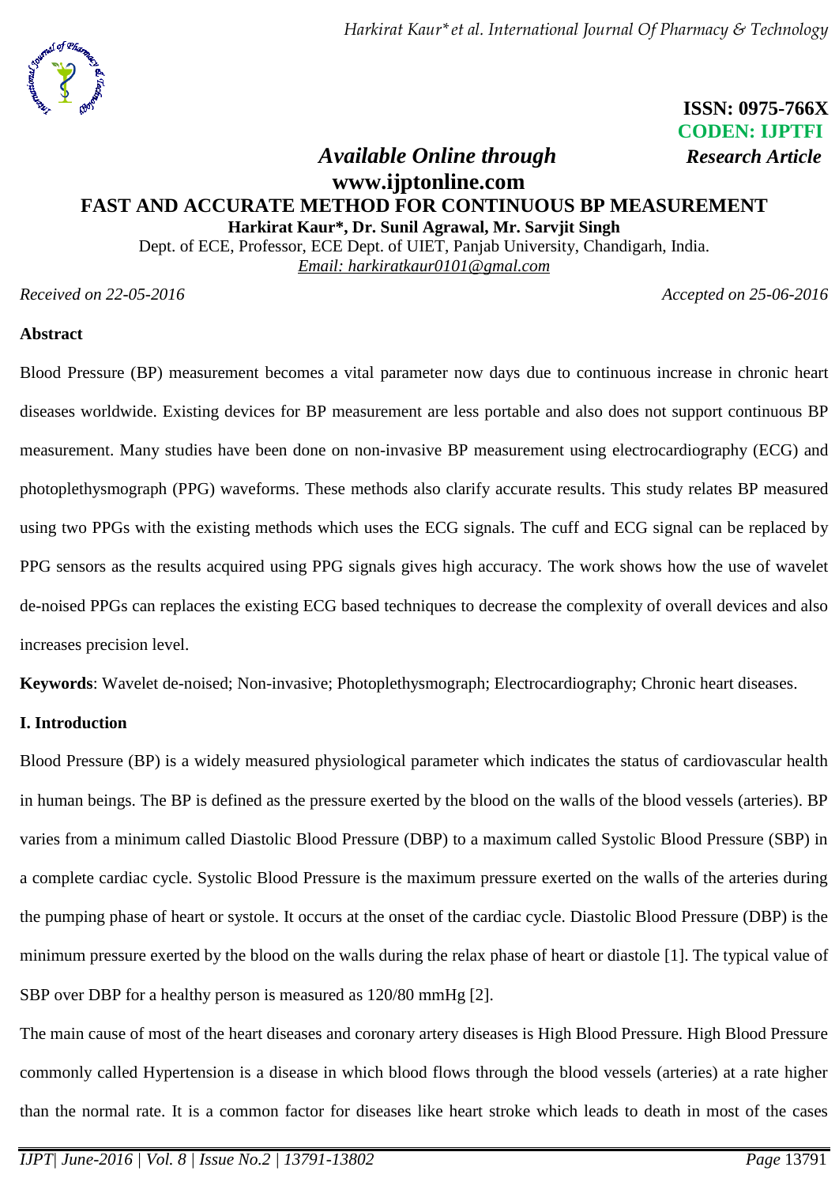**ISSN: 0975-766X**
**CODEN: IJPTFI**

*Available Online through* *Research Article*

**www.ijptonline.com**

# FAST AND ACCURATE METHOD FOR CONTINUOUS BP MEASUREMENT

**Harkirat Kaur\*, Dr. Sunil Agrawal, Mr. Sarvjit Singh**

Dept. of ECE, Professor, ECE Dept. of UIET, Panjab University, Chandigarh, India.

*Email: harkiratkaur0101@gmal.com*

*Received on 22-05-2016* *Accepted on 25-06-2016*

## Abstract

Blood Pressure (BP) measurement becomes a vital parameter now days due to continuous increase in chronic heart diseases worldwide. Existing devices for BP measurement are less portable and also does not support continuous BP measurement. Many studies have been done on non-invasive BP measurement using electrocardiography (ECG) and photoplethysmograph (PPG) waveforms. These methods also clarify accurate results. This study relates BP measured using two PPGs with the existing methods which uses the ECG signals. The cuff and ECG signal can be replaced by PPG sensors as the results acquired using PPG signals gives high accuracy. The work shows how the use of wavelet de-noised PPGs can replaces the existing ECG based techniques to decrease the complexity of overall devices and also increases precision level.

**Keywords**: Wavelet de-noised; Non-invasive; Photoplethysmograph; Electrocardiography; Chronic heart diseases.

## I. Introduction

Blood Pressure (BP) is a widely measured physiological parameter which indicates the status of cardiovascular health in human beings. The BP is defined as the pressure exerted by the blood on the walls of the blood vessels (arteries). BP varies from a minimum called Diastolic Blood Pressure (DBP) to a maximum called Systolic Blood Pressure (SBP) in a complete cardiac cycle. Systolic Blood Pressure is the maximum pressure exerted on the walls of the arteries during the pumping phase of heart or systole. It occurs at the onset of the cardiac cycle. Diastolic Blood Pressure (DBP) is the minimum pressure exerted by the blood on the walls during the relax phase of heart or diastole [1]. The typical value of SBP over DBP for a healthy person is measured as 120/80 mmHg [2].

The main cause of most of the heart diseases and coronary artery diseases is High Blood Pressure. High Blood Pressure commonly called Hypertension is a disease in which blood flows through the blood vessels (arteries) at a rate higher than the normal rate. It is a common factor for diseases like heart stroke which leads to death in most of the cases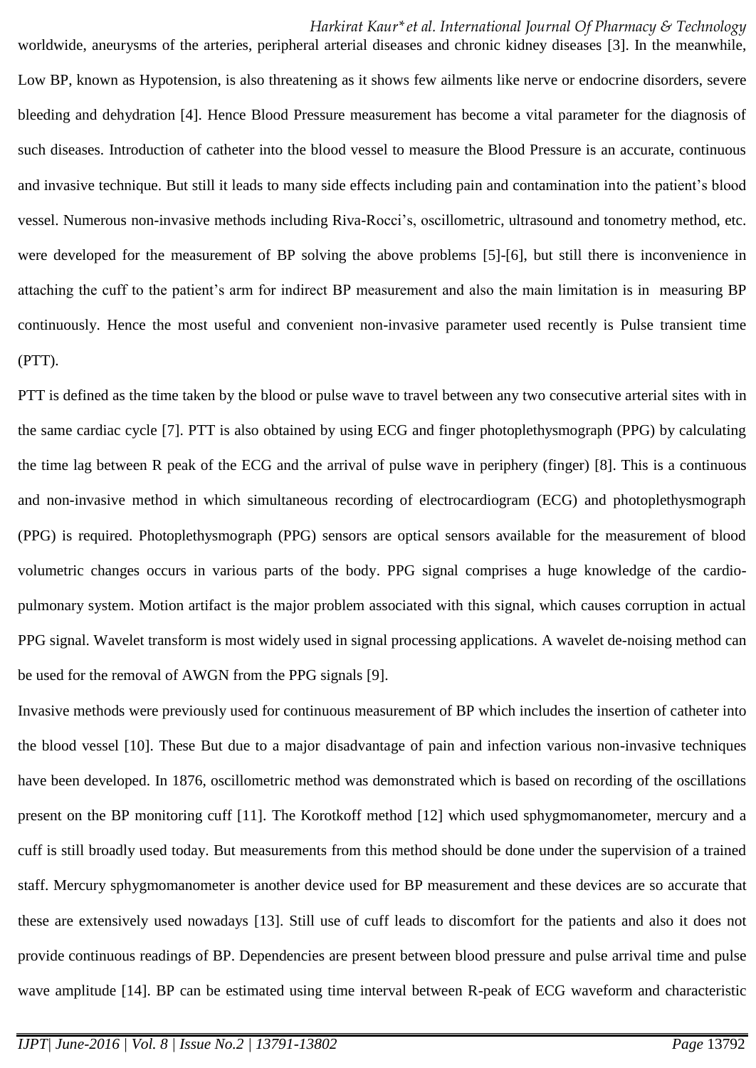worldwide, aneurysms of the arteries, peripheral arterial diseases and chronic kidney diseases [3]. In the meanwhile, Low BP, known as Hypotension, is also threatening as it shows few ailments like nerve or endocrine disorders, severe bleeding and dehydration [4]. Hence Blood Pressure measurement has become a vital parameter for the diagnosis of such diseases. Introduction of catheter into the blood vessel to measure the Blood Pressure is an accurate, continuous and invasive technique. But still it leads to many side effects including pain and contamination into the patient's blood vessel. Numerous non-invasive methods including Riva-Rocci's, oscillometric, ultrasound and tonometry method, etc. were developed for the measurement of BP solving the above problems [5]-[6], but still there is inconvenience in attaching the cuff to the patient's arm for indirect BP measurement and also the main limitation is in measuring BP continuously. Hence the most useful and convenient non-invasive parameter used recently is Pulse transient time (PTT).

PTT is defined as the time taken by the blood or pulse wave to travel between any two consecutive arterial sites with in the same cardiac cycle [7]. PTT is also obtained by using ECG and finger photoplethysmograph (PPG) by calculating the time lag between R peak of the ECG and the arrival of pulse wave in periphery (finger) [8]. This is a continuous and non-invasive method in which simultaneous recording of electrocardiogram (ECG) and photoplethysmograph (PPG) is required. Photoplethysmograph (PPG) sensors are optical sensors available for the measurement of blood volumetric changes occurs in various parts of the body. PPG signal comprises a huge knowledge of the cardio-pulmonary system. Motion artifact is the major problem associated with this signal, which causes corruption in actual PPG signal. Wavelet transform is most widely used in signal processing applications. A wavelet de-noising method can be used for the removal of AWGN from the PPG signals [9].

Invasive methods were previously used for continuous measurement of BP which includes the insertion of catheter into the blood vessel [10]. These But due to a major disadvantage of pain and infection various non-invasive techniques have been developed. In 1876, oscillometric method was demonstrated which is based on recording of the oscillations present on the BP monitoring cuff [11]. The Korotkoff method [12] which used sphygmomanometer, mercury and a cuff is still broadly used today. But measurements from this method should be done under the supervision of a trained staff. Mercury sphygmomanometer is another device used for BP measurement and these devices are so accurate that these are extensively used nowadays [13]. Still use of cuff leads to discomfort for the patients and also it does not provide continuous readings of BP. Dependencies are present between blood pressure and pulse arrival time and pulse wave amplitude [14]. BP can be estimated using time interval between R-peak of ECG waveform and characteristic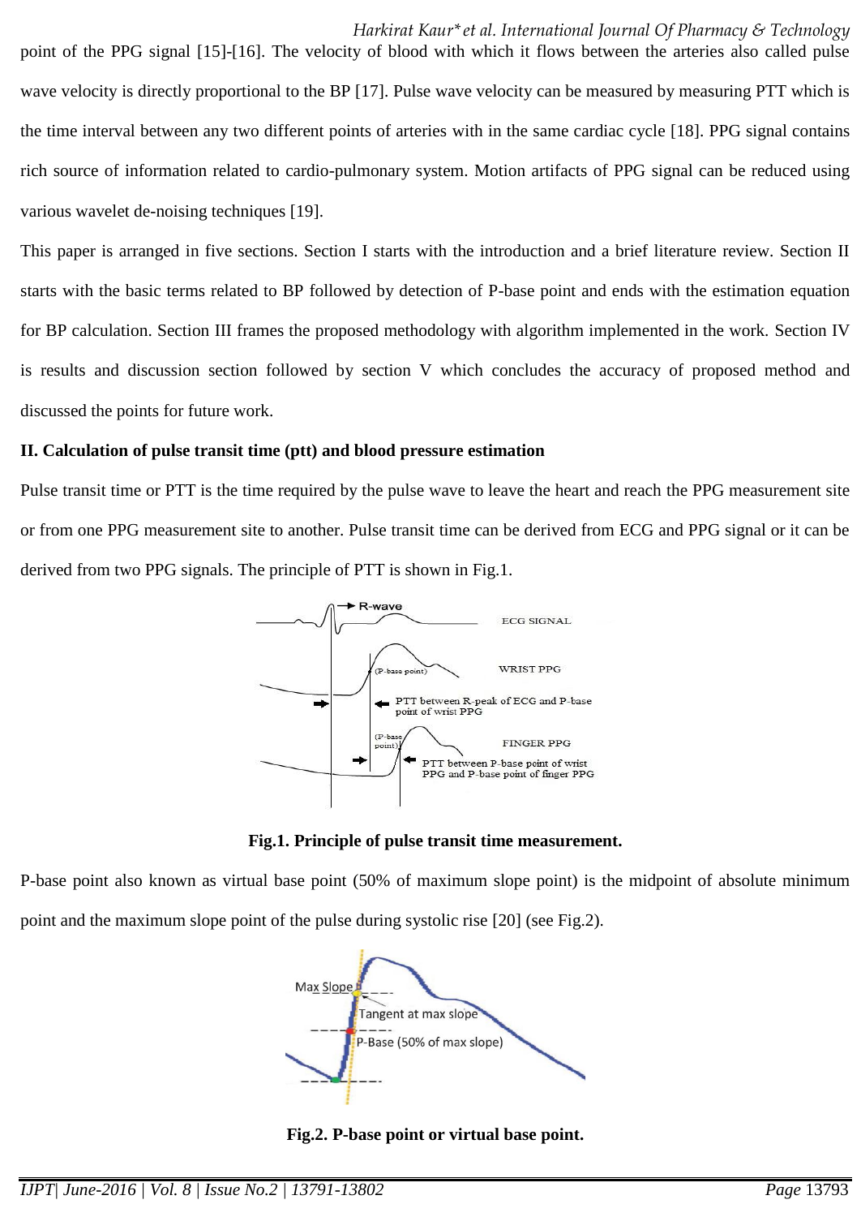point of the PPG signal [15]-[16]. The velocity of blood with which it flows between the arteries also called pulse wave velocity is directly proportional to the BP [17]. Pulse wave velocity can be measured by measuring PTT which is the time interval between any two different points of arteries with in the same cardiac cycle [18]. PPG signal contains rich source of information related to cardio-pulmonary system. Motion artifacts of PPG signal can be reduced using various wavelet de-noising techniques [19].

This paper is arranged in five sections. Section I starts with the introduction and a brief literature review. Section II starts with the basic terms related to BP followed by detection of P-base point and ends with the estimation equation for BP calculation. Section III frames the proposed methodology with algorithm implemented in the work. Section IV is results and discussion section followed by section V which concludes the accuracy of proposed method and discussed the points for future work.

## II. Calculation of pulse transit time (ptt) and blood pressure estimation

Pulse transit time or PTT is the time required by the pulse wave to leave the heart and reach the PPG measurement site or from one PPG measurement site to another. Pulse transit time can be derived from ECG and PPG signal or it can be derived from two PPG signals. The principle of PTT is shown in Fig.1.

**Fig.1. Principle of pulse transit time measurement.**

P-base point also known as virtual base point (50% of maximum slope point) is the midpoint of absolute minimum point and the maximum slope point of the pulse during systolic rise [20] (see Fig.2).

**Fig.2. P-base point or virtual base point.**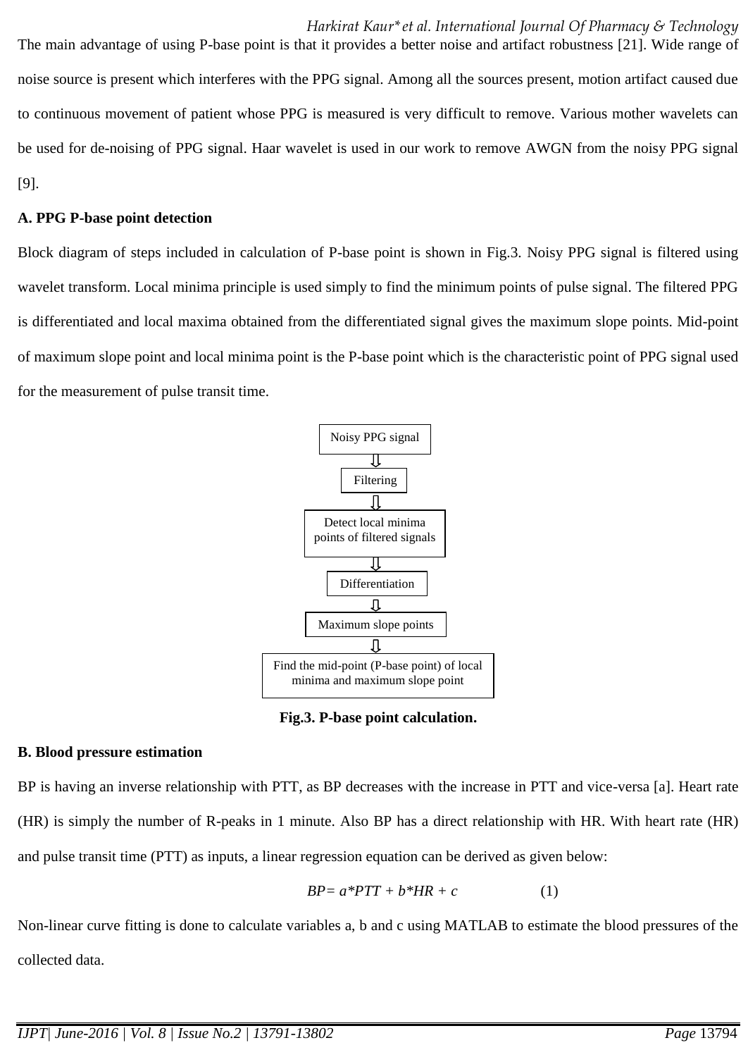The main advantage of using P-base point is that it provides a better noise and artifact robustness [21]. Wide range of noise source is present which interferes with the PPG signal. Among all the sources present, motion artifact caused due to continuous movement of patient whose PPG is measured is very difficult to remove. Various mother wavelets can be used for de-noising of PPG signal. Haar wavelet is used in our work to remove AWGN from the noisy PPG signal [9].

**A. PPG P-base point detection**

Block diagram of steps included in calculation of P-base point is shown in Fig.3. Noisy PPG signal is filtered using wavelet transform. Local minima principle is used simply to find the minimum points of pulse signal. The filtered PPG is differentiated and local maxima obtained from the differentiated signal gives the maximum slope points. Mid-point of maximum slope point and local minima point is the P-base point which is the characteristic point of PPG signal used for the measurement of pulse transit time.

Noisy PPG signal
⇩
Filtering
⇩
Detect local minima points of filtered signals
⇩
Differentiation
⇩
Maximum slope points
⇩
Find the mid-point (P-base point) of local minima and maximum slope point

**Fig.3. P-base point calculation.**

**B. Blood pressure estimation**

BP is having an inverse relationship with PTT, as BP decreases with the increase in PTT and vice-versa [a]. Heart rate (HR) is simply the number of R-peaks in 1 minute. Also BP has a direct relationship with HR. With heart rate (HR) and pulse transit time (PTT) as inputs, a linear regression equation can be derived as given below:

$$BP = a*PTT + b*HR + c \qquad (1)$$

Non-linear curve fitting is done to calculate variables a, b and c using MATLAB to estimate the blood pressures of the collected data.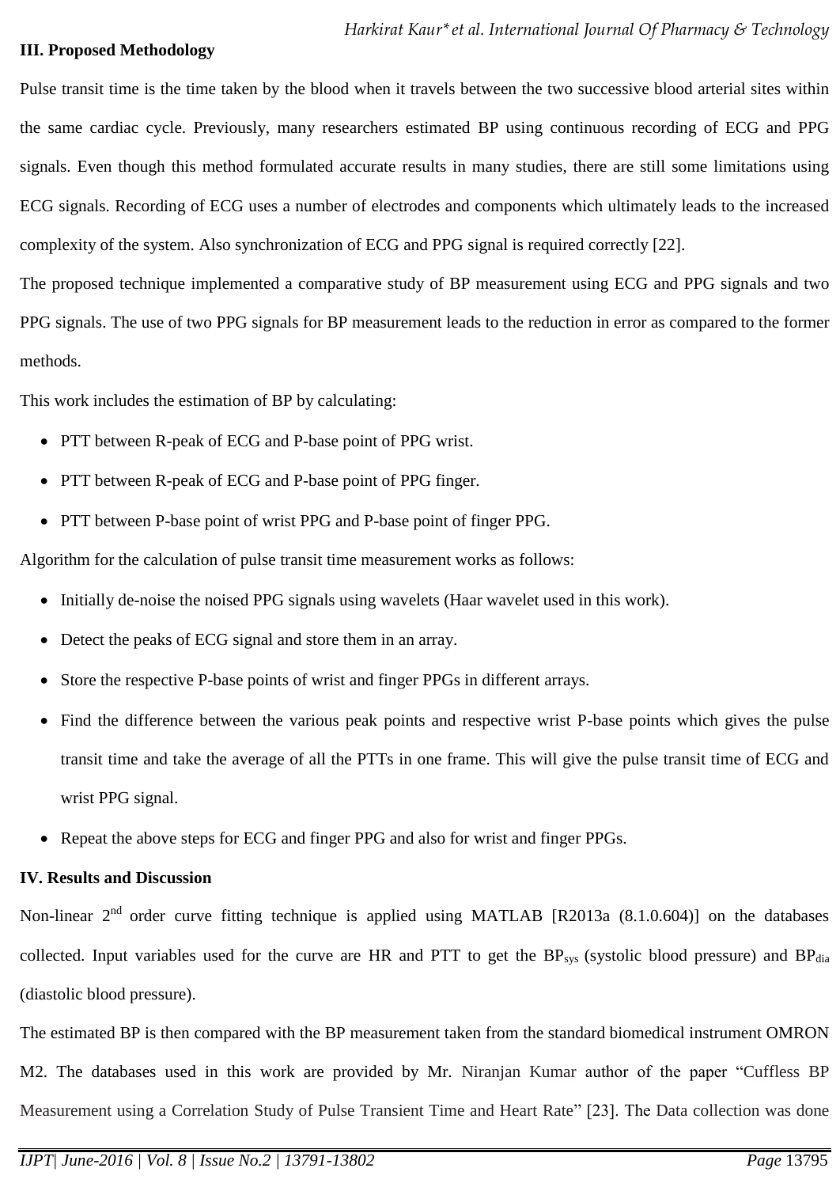## III. Proposed Methodology

Pulse transit time is the time taken by the blood when it travels between the two successive blood arterial sites within the same cardiac cycle. Previously, many researchers estimated BP using continuous recording of ECG and PPG signals. Even though this method formulated accurate results in many studies, there are still some limitations using ECG signals. Recording of ECG uses a number of electrodes and components which ultimately leads to the increased complexity of the system. Also synchronization of ECG and PPG signal is required correctly [22].

The proposed technique implemented a comparative study of BP measurement using ECG and PPG signals and two PPG signals. The use of two PPG signals for BP measurement leads to the reduction in error as compared to the former methods.

This work includes the estimation of BP by calculating:

- PTT between R-peak of ECG and P-base point of PPG wrist.
- PTT between R-peak of ECG and P-base point of PPG finger.
- PTT between P-base point of wrist PPG and P-base point of finger PPG.

Algorithm for the calculation of pulse transit time measurement works as follows:

- Initially de-noise the noised PPG signals using wavelets (Haar wavelet used in this work).
- Detect the peaks of ECG signal and store them in an array.
- Store the respective P-base points of wrist and finger PPGs in different arrays.
- Find the difference between the various peak points and respective wrist P-base points which gives the pulse transit time and take the average of all the PTTs in one frame. This will give the pulse transit time of ECG and wrist PPG signal.
- Repeat the above steps for ECG and finger PPG and also for wrist and finger PPGs.

## IV. Results and Discussion

Non-linear 2nd order curve fitting technique is applied using MATLAB [R2013a (8.1.0.604)] on the databases collected. Input variables used for the curve are HR and PTT to get the $BP_{sys}$ (systolic blood pressure) and $BP_{dia}$ (diastolic blood pressure).

The estimated BP is then compared with the BP measurement taken from the standard biomedical instrument OMRON M2. The databases used in this work are provided by Mr. Niranjan Kumar author of the paper "Cuffless BP Measurement using a Correlation Study of Pulse Transient Time and Heart Rate" [23]. The Data collection was done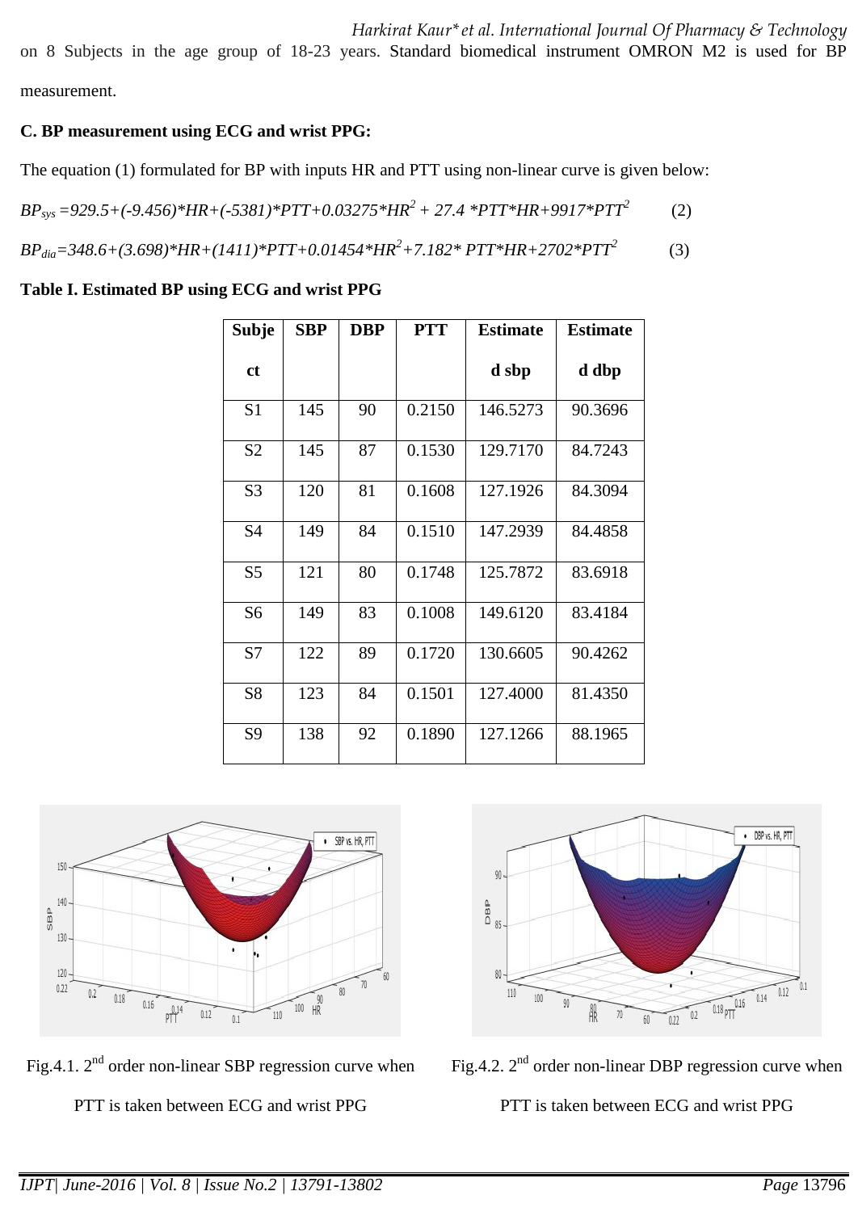on 8 Subjects in the age group of 18-23 years. Standard biomedical instrument OMRON M2 is used for BP measurement.

**C. BP measurement using ECG and wrist PPG:**

The equation (1) formulated for BP with inputs HR and PTT using non-linear curve is given below:

$$BP_{sys} = 929.5+(-9.456)*HR+(-5381)*PTT+0.03275*HR^2 + 27.4 *PTT*HR+9917*PTT^2 \quad (2)$$

$$BP_{dia} = 348.6+(3.698)*HR+(1411)*PTT+0.01454*HR^2+7.182* PTT*HR+2702*PTT^2 \quad (3)$$

**Table I. Estimated BP using ECG and wrist PPG**

| Subject | SBP | DBP | PTT | Estimated sbp | Estimated dbp |
|---|---|---|---|---|---|
| S1 | 145 | 90 | 0.2150 | 146.5273 | 90.3696 |
| S2 | 145 | 87 | 0.1530 | 129.7170 | 84.7243 |
| S3 | 120 | 81 | 0.1608 | 127.1926 | 84.3094 |
| S4 | 149 | 84 | 0.1510 | 147.2939 | 84.4858 |
| S5 | 121 | 80 | 0.1748 | 125.7872 | 83.6918 |
| S6 | 149 | 83 | 0.1008 | 149.6120 | 83.4184 |
| S7 | 122 | 89 | 0.1720 | 130.6605 | 90.4262 |
| S8 | 123 | 84 | 0.1501 | 127.4000 | 81.4350 |
| S9 | 138 | 92 | 0.1890 | 127.1266 | 88.1965 |

Fig.4.1. 2nd order non-linear SBP regression curve when PTT is taken between ECG and wrist PPG

Fig.4.2. 2nd order non-linear DBP regression curve when PTT is taken between ECG and wrist PPG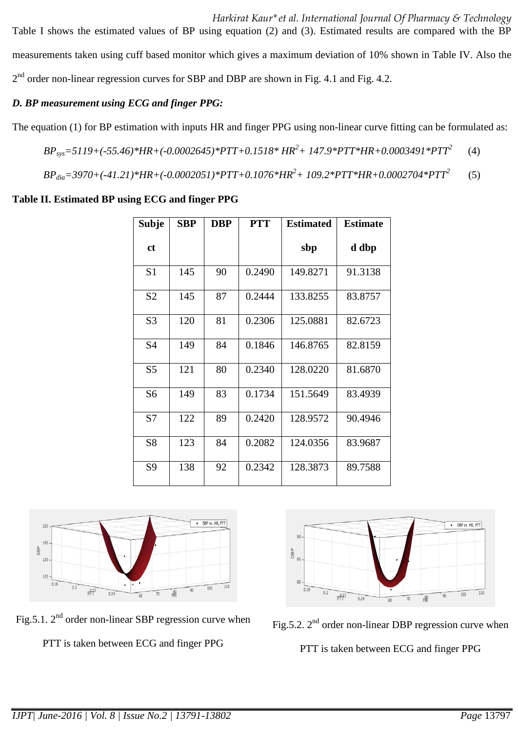Table I shows the estimated values of BP using equation (2) and (3). Estimated results are compared with the BP measurements taken using cuff based monitor which gives a maximum deviation of 10% shown in Table IV. Also the 2nd order non-linear regression curves for SBP and DBP are shown in Fig. 4.1 and Fig. 4.2.

### *D. BP measurement using ECG and finger PPG:*

The equation (1) for BP estimation with inputs HR and finger PPG using non-linear curve fitting can be formulated as:

$$BP_{sys}=5119+(-55.46)*HR+(-0.0002645)*PTT+0.1518*HR^2+147.9*PTT*HR+0.0003491*PTT^2 \quad (4)$$

$$BP_{dia}=3970+(-41.21)*HR+(-0.0002051)*PTT+0.1076*HR^2+109.2*PTT*HR+0.0002704*PTT^2 \quad (5)$$

**Table II. Estimated BP using ECG and finger PPG**

| Subject | SBP | DBP | PTT | Estimated sbp | Estimated dbp |
|---|---|---|---|---|---|
| S1 | 145 | 90 | 0.2490 | 149.8271 | 91.3138 |
| S2 | 145 | 87 | 0.2444 | 133.8255 | 83.8757 |
| S3 | 120 | 81 | 0.2306 | 125.0881 | 82.6723 |
| S4 | 149 | 84 | 0.1846 | 146.8765 | 82.8159 |
| S5 | 121 | 80 | 0.2340 | 128.0220 | 81.6870 |
| S6 | 149 | 83 | 0.1734 | 151.5649 | 83.4939 |
| S7 | 122 | 89 | 0.2420 | 128.9572 | 90.4946 |
| S8 | 123 | 84 | 0.2082 | 124.0356 | 83.9687 |
| S9 | 138 | 92 | 0.2342 | 128.3873 | 89.7588 |

Fig.5.1. 2nd order non-linear SBP regression curve when PTT is taken between ECG and finger PPG

Fig.5.2. 2nd order non-linear DBP regression curve when PTT is taken between ECG and finger PPG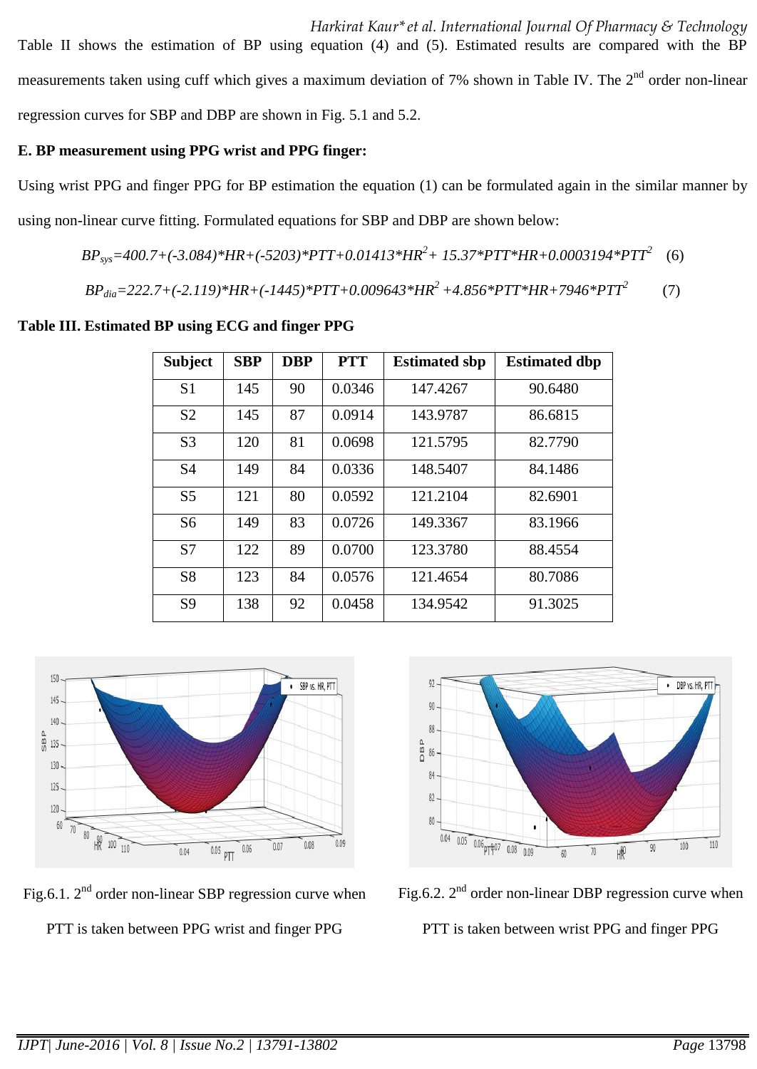Table II shows the estimation of BP using equation (4) and (5). Estimated results are compared with the BP measurements taken using cuff which gives a maximum deviation of 7% shown in Table IV. The 2nd order non-linear regression curves for SBP and DBP are shown in Fig. 5.1 and 5.2.

**E. BP measurement using PPG wrist and PPG finger:**

Using wrist PPG and finger PPG for BP estimation the equation (1) can be formulated again in the similar manner by using non-linear curve fitting. Formulated equations for SBP and DBP are shown below:

$$BP_{sys}=400.7+(-3.084)*HR+(-5203)*PTT+0.01413*HR^2+15.37*PTT*HR+0.0003194*PTT^2 \quad (6)$$

$$BP_{dia}=222.7+(-2.119)*HR+(-1445)*PTT+0.009643*HR^2+4.856*PTT*HR+7946*PTT^2 \quad (7)$$

**Table III. Estimated BP using ECG and finger PPG**

| Subject | SBP | DBP | PTT | Estimated sbp | Estimated dbp |
|---|---|---|---|---|---|
| S1 | 145 | 90 | 0.0346 | 147.4267 | 90.6480 |
| S2 | 145 | 87 | 0.0914 | 143.9787 | 86.6815 |
| S3 | 120 | 81 | 0.0698 | 121.5795 | 82.7790 |
| S4 | 149 | 84 | 0.0336 | 148.5407 | 84.1486 |
| S5 | 121 | 80 | 0.0592 | 121.2104 | 82.6901 |
| S6 | 149 | 83 | 0.0726 | 149.3367 | 83.1966 |
| S7 | 122 | 89 | 0.0700 | 123.3780 | 88.4554 |
| S8 | 123 | 84 | 0.0576 | 121.4654 | 80.7086 |
| S9 | 138 | 92 | 0.0458 | 134.9542 | 91.3025 |

Fig.6.1. 2nd order non-linear SBP regression curve when PTT is taken between PPG wrist and finger PPG

Fig.6.2. 2nd order non-linear DBP regression curve when PTT is taken between wrist PPG and finger PPG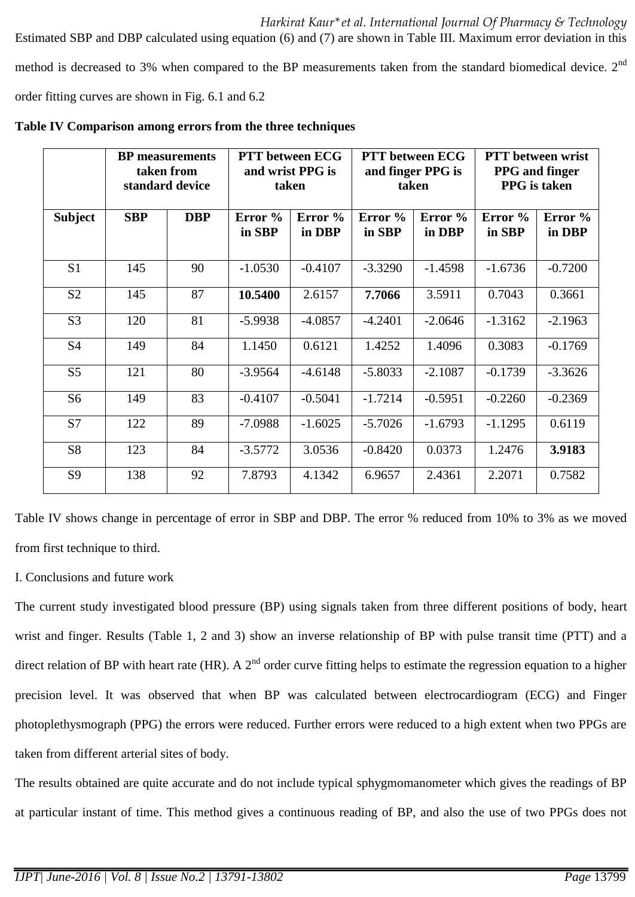Estimated SBP and DBP calculated using equation (6) and (7) are shown in Table III. Maximum error deviation in this method is decreased to 3% when compared to the BP measurements taken from the standard biomedical device. 2$^{nd}$ order fitting curves are shown in Fig. 6.1 and 6.2

**Table IV Comparison among errors from the three techniques**

| | BP measurements taken from standard device | | PTT between ECG and wrist PPG is taken | | PTT between ECG and finger PPG is taken | | PTT between wrist PPG and finger PPG is taken | |
|---|---|---|---|---|---|---|---|---|
| **Subject** | **SBP** | **DBP** | **Error % in SBP** | **Error % in DBP** | **Error % in SBP** | **Error % in DBP** | **Error % in SBP** | **Error % in DBP** |
| S1 | 145 | 90 | -1.0530 | -0.4107 | -3.3290 | -1.4598 | -1.6736 | -0.7200 |
| S2 | 145 | 87 | **10.5400** | 2.6157 | **7.7066** | 3.5911 | 0.7043 | 0.3661 |
| S3 | 120 | 81 | -5.9938 | -4.0857 | -4.2401 | -2.0646 | -1.3162 | -2.1963 |
| S4 | 149 | 84 | 1.1450 | 0.6121 | 1.4252 | 1.4096 | 0.3083 | -0.1769 |
| S5 | 121 | 80 | -3.9564 | -4.6148 | -5.8033 | -2.1087 | -0.1739 | -3.3626 |
| S6 | 149 | 83 | -0.4107 | -0.5041 | -1.7214 | -0.5951 | -0.2260 | -0.2369 |
| S7 | 122 | 89 | -7.0988 | -1.6025 | -5.7026 | -1.6793 | -1.1295 | 0.6119 |
| S8 | 123 | 84 | -3.5772 | 3.0536 | -0.8420 | 0.0373 | 1.2476 | **3.9183** |
| S9 | 138 | 92 | 7.8793 | 4.1342 | 6.9657 | 2.4361 | 2.2071 | 0.7582 |

Table IV shows change in percentage of error in SBP and DBP. The error % reduced from 10% to 3% as we moved from first technique to third.

I. Conclusions and future work

The current study investigated blood pressure (BP) using signals taken from three different positions of body, heart wrist and finger. Results (Table 1, 2 and 3) show an inverse relationship of BP with pulse transit time (PTT) and a direct relation of BP with heart rate (HR). A 2$^{nd}$ order curve fitting helps to estimate the regression equation to a higher precision level. It was observed that when BP was calculated between electrocardiogram (ECG) and Finger photoplethysmograph (PPG) the errors were reduced. Further errors were reduced to a high extent when two PPGs are taken from different arterial sites of body.

The results obtained are quite accurate and do not include typical sphygmomanometer which gives the readings of BP at particular instant of time. This method gives a continuous reading of BP, and also the use of two PPGs does not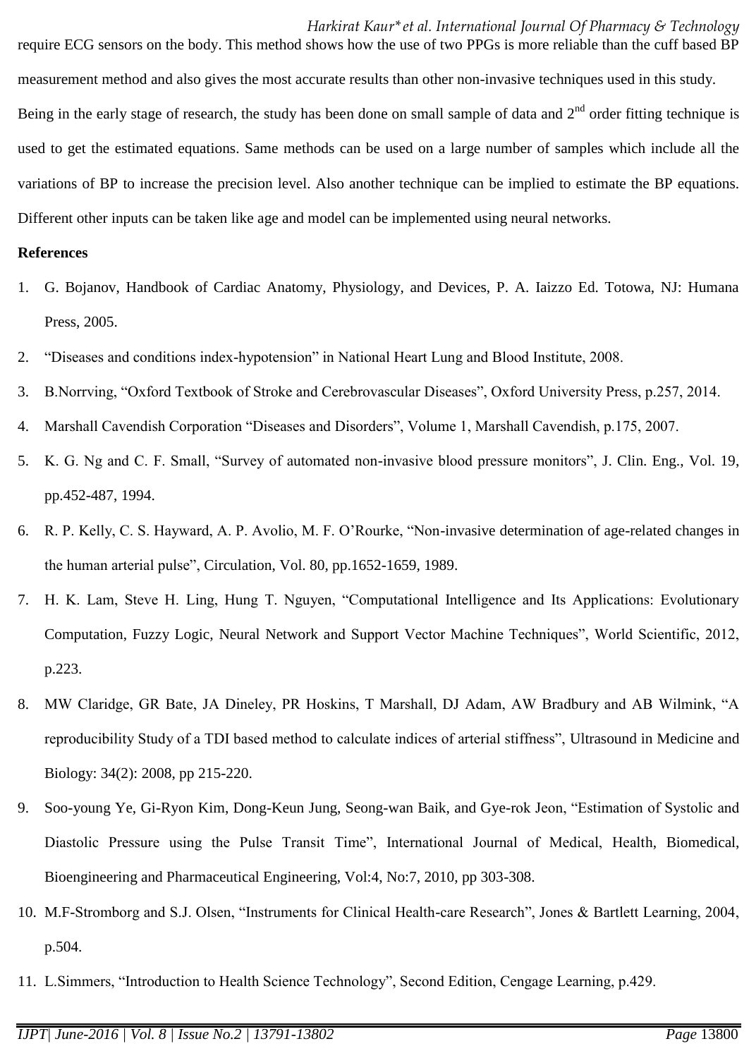require ECG sensors on the body. This method shows how the use of two PPGs is more reliable than the cuff based BP measurement method and also gives the most accurate results than other non-invasive techniques used in this study. Being in the early stage of research, the study has been done on small sample of data and 2nd order fitting technique is used to get the estimated equations. Same methods can be used on a large number of samples which include all the variations of BP to increase the precision level. Also another technique can be implied to estimate the BP equations. Different other inputs can be taken like age and model can be implemented using neural networks.

**References**

1. G. Bojanov, Handbook of Cardiac Anatomy, Physiology, and Devices, P. A. Iaizzo Ed. Totowa, NJ: Humana Press, 2005.
2. "Diseases and conditions index-hypotension" in National Heart Lung and Blood Institute, 2008.
3. B.Norrving, "Oxford Textbook of Stroke and Cerebrovascular Diseases", Oxford University Press, p.257, 2014.
4. Marshall Cavendish Corporation "Diseases and Disorders", Volume 1, Marshall Cavendish, p.175, 2007.
5. K. G. Ng and C. F. Small, "Survey of automated non-invasive blood pressure monitors", J. Clin. Eng., Vol. 19, pp.452-487, 1994.
6. R. P. Kelly, C. S. Hayward, A. P. Avolio, M. F. O'Rourke, "Non-invasive determination of age-related changes in the human arterial pulse", Circulation, Vol. 80, pp.1652-1659, 1989.
7. H. K. Lam, Steve H. Ling, Hung T. Nguyen, "Computational Intelligence and Its Applications: Evolutionary Computation, Fuzzy Logic, Neural Network and Support Vector Machine Techniques", World Scientific, 2012, p.223.
8. MW Claridge, GR Bate, JA Dineley, PR Hoskins, T Marshall, DJ Adam, AW Bradbury and AB Wilmink, "A reproducibility Study of a TDI based method to calculate indices of arterial stiffness", Ultrasound in Medicine and Biology: 34(2): 2008, pp 215-220.
9. Soo-young Ye, Gi-Ryon Kim, Dong-Keun Jung, Seong-wan Baik, and Gye-rok Jeon, "Estimation of Systolic and Diastolic Pressure using the Pulse Transit Time", International Journal of Medical, Health, Biomedical, Bioengineering and Pharmaceutical Engineering, Vol:4, No:7, 2010, pp 303-308.
10. M.F-Stromborg and S.J. Olsen, "Instruments for Clinical Health-care Research", Jones & Bartlett Learning, 2004, p.504.
11. L.Simmers, "Introduction to Health Science Technology", Second Edition, Cengage Learning, p.429.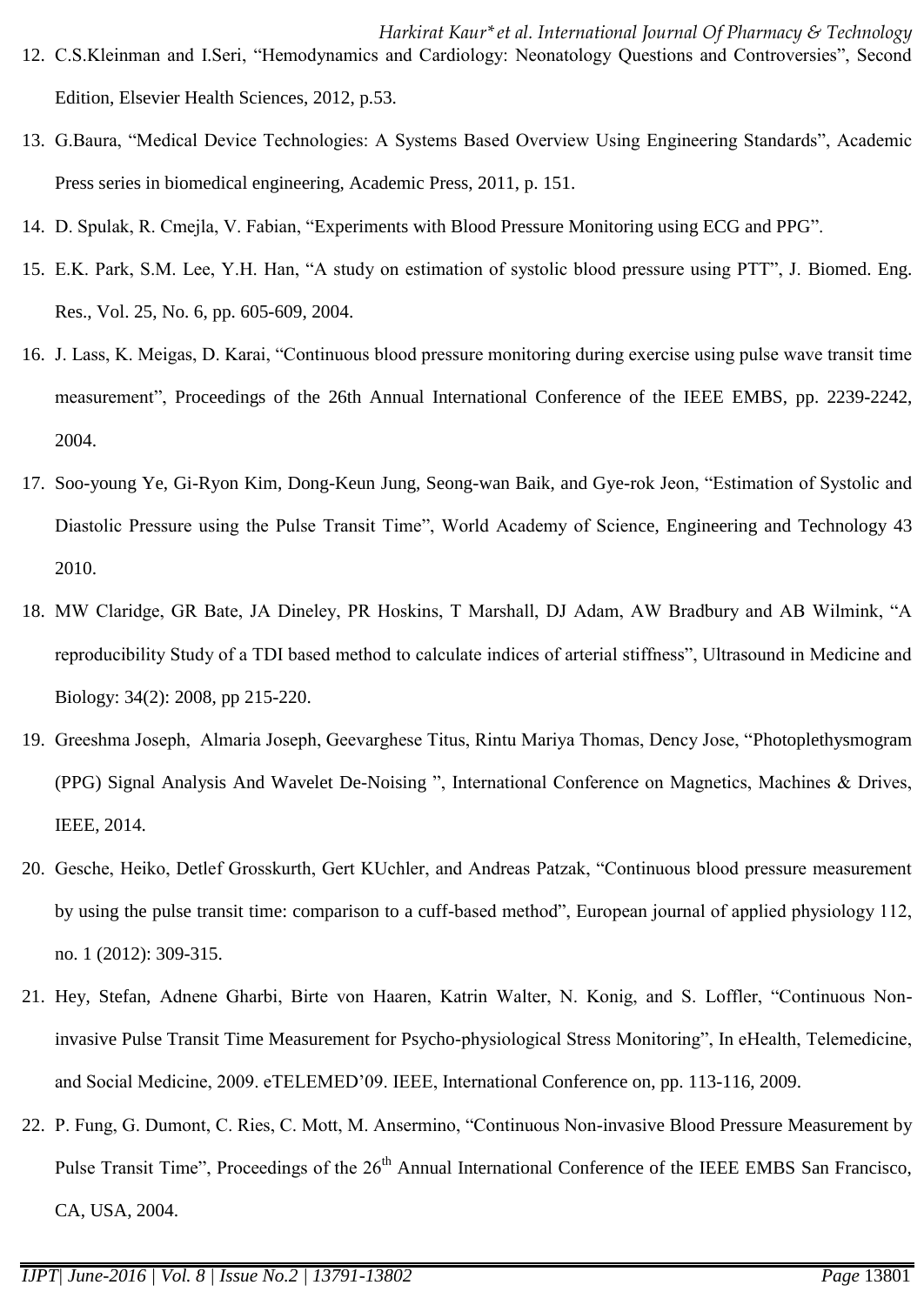12. C.S.Kleinman and I.Seri, "Hemodynamics and Cardiology: Neonatology Questions and Controversies", Second Edition, Elsevier Health Sciences, 2012, p.53.
13. G.Baura, "Medical Device Technologies: A Systems Based Overview Using Engineering Standards", Academic Press series in biomedical engineering, Academic Press, 2011, p. 151.
14. D. Spulak, R. Cmejla, V. Fabian, "Experiments with Blood Pressure Monitoring using ECG and PPG".
15. E.K. Park, S.M. Lee, Y.H. Han, "A study on estimation of systolic blood pressure using PTT", J. Biomed. Eng. Res., Vol. 25, No. 6, pp. 605-609, 2004.
16. J. Lass, K. Meigas, D. Karai, "Continuous blood pressure monitoring during exercise using pulse wave transit time measurement", Proceedings of the 26th Annual International Conference of the IEEE EMBS, pp. 2239-2242, 2004.
17. Soo-young Ye, Gi-Ryon Kim, Dong-Keun Jung, Seong-wan Baik, and Gye-rok Jeon, "Estimation of Systolic and Diastolic Pressure using the Pulse Transit Time", World Academy of Science, Engineering and Technology 43 2010.
18. MW Claridge, GR Bate, JA Dineley, PR Hoskins, T Marshall, DJ Adam, AW Bradbury and AB Wilmink, "A reproducibility Study of a TDI based method to calculate indices of arterial stiffness", Ultrasound in Medicine and Biology: 34(2): 2008, pp 215-220.
19. Greeshma Joseph, Almaria Joseph, Geevarghese Titus, Rintu Mariya Thomas, Dency Jose, "Photoplethysmogram (PPG) Signal Analysis And Wavelet De-Noising ", International Conference on Magnetics, Machines & Drives, IEEE, 2014.
20. Gesche, Heiko, Detlef Grosskurth, Gert KUchler, and Andreas Patzak, "Continuous blood pressure measurement by using the pulse transit time: comparison to a cuff-based method", European journal of applied physiology 112, no. 1 (2012): 309-315.
21. Hey, Stefan, Adnene Gharbi, Birte von Haaren, Katrin Walter, N. Konig, and S. Loffler, "Continuous Non-invasive Pulse Transit Time Measurement for Psycho-physiological Stress Monitoring", In eHealth, Telemedicine, and Social Medicine, 2009. eTELEMED'09. IEEE, International Conference on, pp. 113-116, 2009.
22. P. Fung, G. Dumont, C. Ries, C. Mott, M. Ansermino, "Continuous Non-invasive Blood Pressure Measurement by Pulse Transit Time", Proceedings of the 26th Annual International Conference of the IEEE EMBS San Francisco, CA, USA, 2004.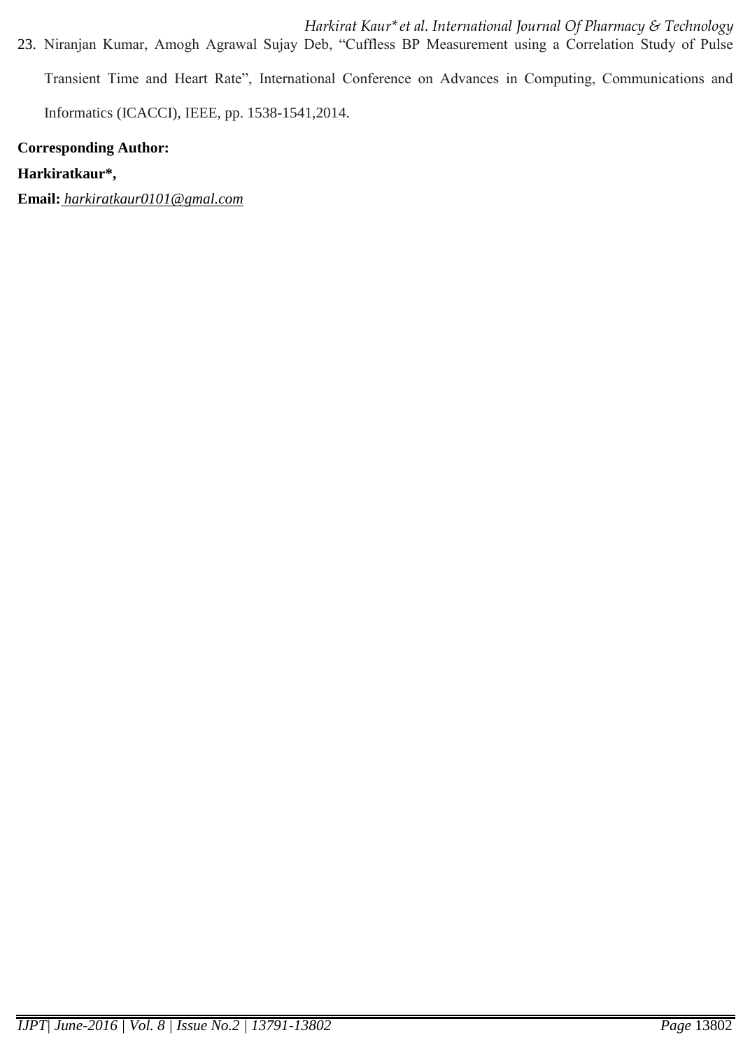23. Niranjan Kumar, Amogh Agrawal Sujay Deb, "Cuffless BP Measurement using a Correlation Study of Pulse Transient Time and Heart Rate", International Conference on Advances in Computing, Communications and Informatics (ICACCI), IEEE, pp. 1538-1541,2014.

**Corresponding Author:**

**Harkiratkaur*,**

**Email:** *harkiratkaur0101@gmal.com*